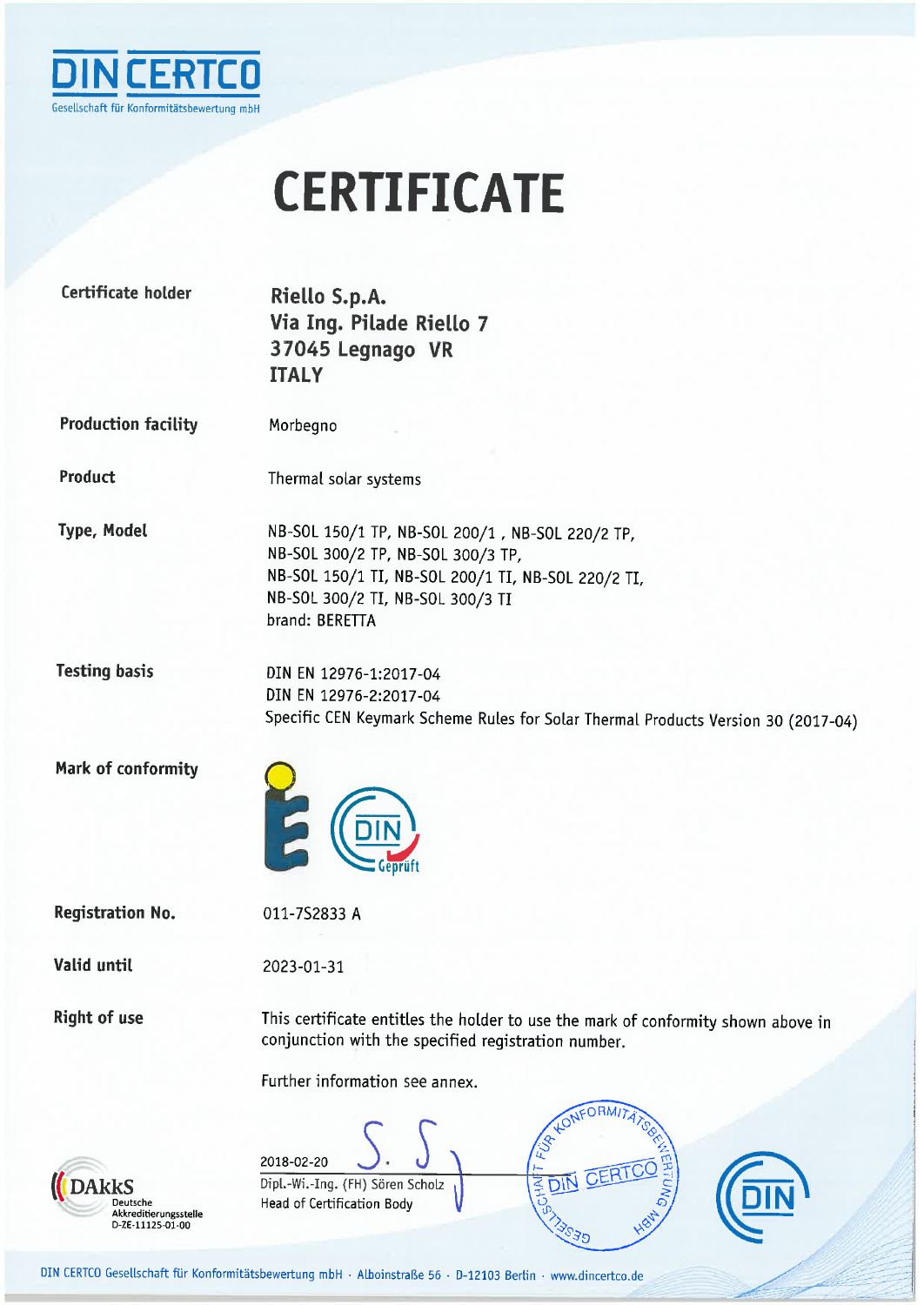DIN CERTCO

Gesellschaft für Konformitätsbewertung mbH

# CERTIFICATE

**Certificate holder**

**Riello S.p.A.**
**Via Ing. Pilade Riello 7**
**37045 Legnago VR**
**ITALY**

**Production facility**

Morbegno

**Product**

Thermal solar systems

**Type, Model**

NB-SOL 150/1 TP, NB-SOL 200/1 , NB-SOL 220/2 TP,
NB-SOL 300/2 TP, NB-SOL 300/3 TP,
NB-SOL 150/1 TI, NB-SOL 200/1 TI, NB-SOL 220/2 TI,
NB-SOL 300/2 TI, NB-SOL 300/3 TI
brand: BERETTA

**Testing basis**

DIN EN 12976-1:2017-04
DIN EN 12976-2:2017-04
Specific CEN Keymark Scheme Rules for Solar Thermal Products Version 30 (2017-04)

**Mark of conformity**

**Registration No.**

011-7S2833 A

**Valid until**

2023-01-31

**Right of use**

This certificate entitles the holder to use the mark of conformity shown above in conjunction with the specified registration number.

Further information see annex.

2018-02-20

Dipl.-Wi.-Ing. (FH) Sören Scholz
Head of Certification Body

DAkkS Deutsche Akkreditierungsstelle D-ZE-11125-01-00

DIN CERTCO Gesellschaft für Konformitätsbewertung mbH · Alboinstraße 56 · D-12103 Berlin · www.dincertco.de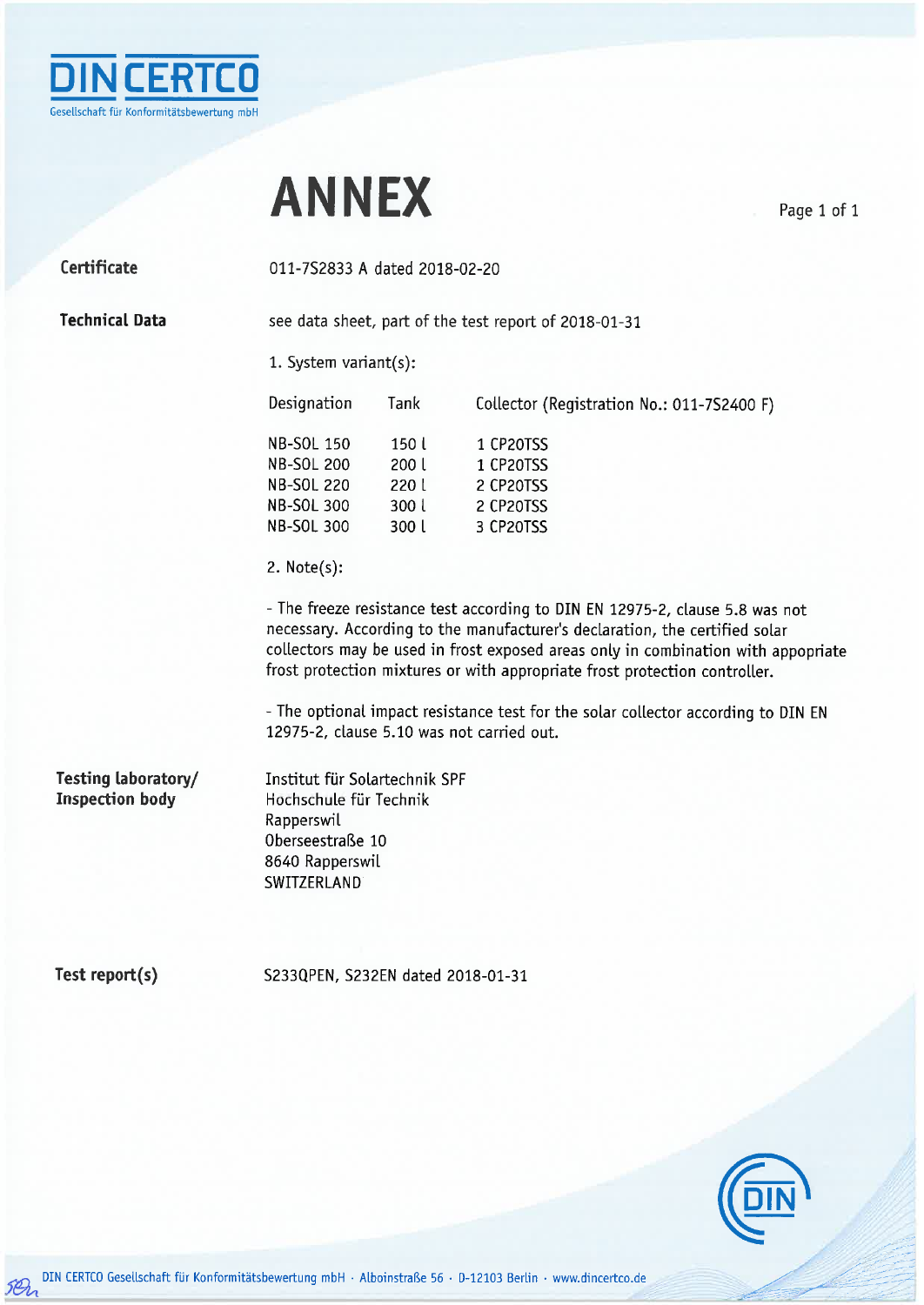DIN CERTCO
Gesellschaft für Konformitätsbewertung mbH

# ANNEX

**Certificate** 011-7S2833 A dated 2018-02-20

**Technical Data** see data sheet, part of the test report of 2018-01-31

1. System variant(s):

| Designation | Tank | Collector (Registration No.: 011-7S2400 F) |
|---|---|---|
| NB-SOL 150 | 150 l | 1 CP20TSS |
| NB-SOL 200 | 200 l | 1 CP20TSS |
| NB-SOL 220 | 220 l | 2 CP20TSS |
| NB-SOL 300 | 300 l | 2 CP20TSS |
| NB-SOL 300 | 300 l | 3 CP20TSS |

2. Note(s):

- The freeze resistance test according to DIN EN 12975-2, clause 5.8 was not necessary. According to the manufacturer's declaration, the certified solar collectors may be used in frost exposed areas only in combination with appopriate frost protection mixtures or with appropriate frost protection controller.

- The optional impact resistance test for the solar collector according to DIN EN 12975-2, clause 5.10 was not carried out.

**Testing laboratory/ Inspection body**

Institut für Solartechnik SPF
Hochschule für Technik
Rapperswil
Oberseestraße 10
8640 Rapperswil
SWITZERLAND

**Test report(s)** S233QPEN, S232EN dated 2018-01-31

DIN CERTCO Gesellschaft für Konformitätsbewertung mbH · Alboinstraße 56 · D-12103 Berlin · www.dincertco.de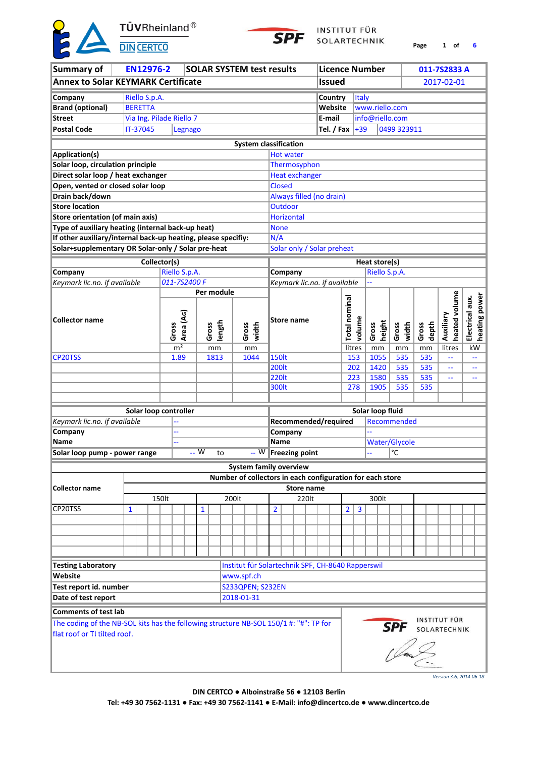| Summary of | EN12976-2 | SOLAR SYSTEM test results | Licence Number | 011-7S2833 A |
|---|---|---|---|---|
| Annex to Solar KEYMARK Certificate | | | Issued | 2017-02-01 |

| Company | Riello S.p.A. | Country | Italy |
|---|---|---|---|
| Brand (optional) | BERETTA | Website | www.riello.com |
| Street | Via Ing. Pilade Riello 7 | E-mail | info@riello.com |
| Postal Code | IT-37045 Legnago | Tel. / Fax | +39 0499 323911 |

**System classification**

| | |
|---|---|
| Application(s) | Hot water |
| Solar loop, circulation principle | Thermosyphon |
| Direct solar loop / heat exchanger | Heat exchanger |
| Open, vented or closed solar loop | Closed |
| Drain back/down | Always filled (no drain) |
| Store location | Outdoor |
| Store orientation (of main axis) | Horizontal |
| Type of auxiliary heating (internal back-up heat) | None |
| If other auxiliary/internal back-up heating, please specifiy: | N/A |
| Solar+supplementary OR Solar-only / Solar pre-heat | Solar only / Solar preheat |

**Collector(s)**

| Company | Riello S.p.A. | | |
|---|---|---|---|
| *Keymark lic.no. if available* | *011-7S2400 F* | | |
| Collector name | Gross Area (Ag) | Gross length | Gross width |
| | m² | mm | mm |
| CP20TSS | 1.89 | 1813 | 1044 |

**Heat store(s)**

| Company | Riello S.p.A. | | | | | |
|---|---|---|---|---|---|---|
| *Keymark lic.no. if available* | -- | | | | | |
| Store name | Total nominal volume | Gross height | Gross width | Gross depth | Auxiliary heated volume | Electrical aux. heating power |
| | litres | mm | mm | mm | litres | kW |
| 150lt | 153 | 1055 | 535 | 535 | -- | -- |
| 200lt | 202 | 1420 | 535 | 535 | -- | -- |
| 220lt | 223 | 1580 | 535 | 535 | -- | -- |
| 300lt | 278 | 1905 | 535 | 535 | | |

**Solar loop controller**

| | |
|---|---|
| *Keymark lic.no. if available* | -- |
| Company | -- |
| Name | -- |
| Solar loop pump - power range | -- W to -- W |

**Solar loop fluid**

| | |
|---|---|
| Recommended/required | Recommended |
| Company | -- |
| Name | Water/Glycole |
| Freezing point | -- °C |

**System family overview**

| Collector name | Number of collectors in each configuration for each store | | | |
|---|---|---|---|---|
| | 150lt | 200lt | 220lt | 300lt |
| CP20TSS | 1 | 1 | 2 | 2, 3 |

| | |
|---|---|
| Testing Laboratory | Institut für Solartechnik SPF, CH-8640 Rapperswil |
| Website | www.spf.ch |
| Test report id. number | S233QPEN; S232EN |
| Date of test report | 2018-01-31 |

**Comments of test lab**

The coding of the NB-SOL kits has the following structure NB-SOL 150/1 #: "#": TP for flat roof or TI tilted roof.

*Version 3.6, 2014-06-18*

DIN CERTCO ● Alboinstraße 56 ● 12103 Berlin
Tel: +49 30 7562-1131 ● Fax: +49 30 7562-1141 ● E-Mail: info@dincertco.de ● www.dincertco.de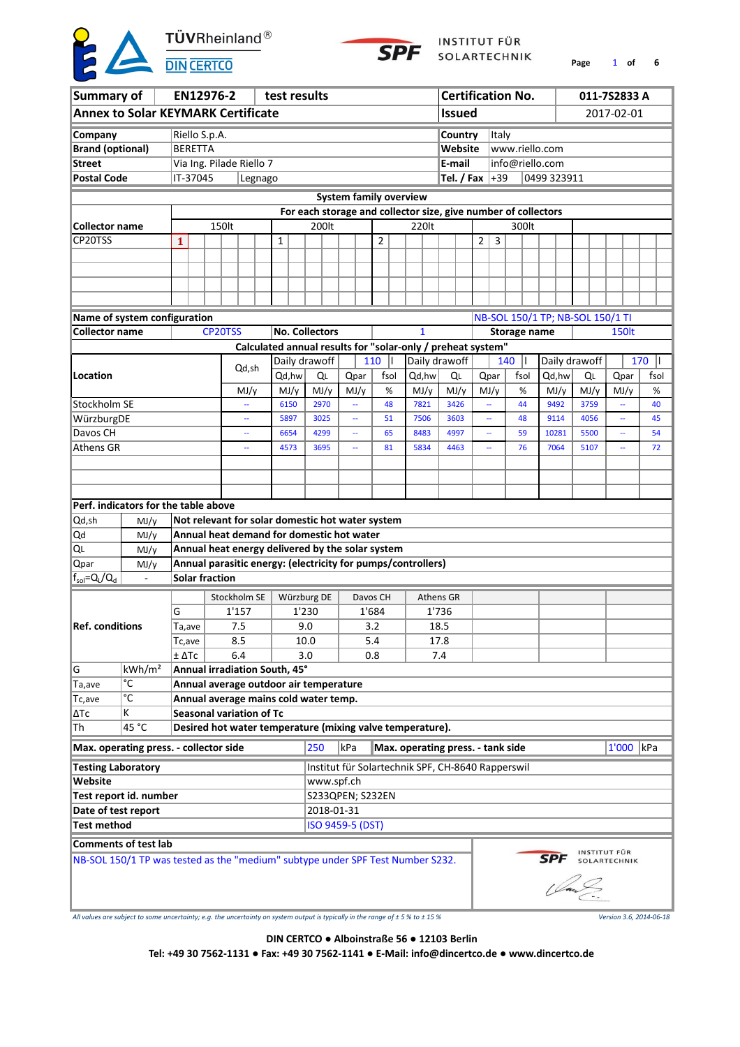| Summary of | EN12976-2 | test results | Certification No. | 011-7S2833 A |
|---|---|---|---|---|
| Annex to Solar KEYMARK Certificate | | | Issued | 2017-02-01 |

| | | | |
|---|---|---|---|
| **Company** | Riello S.p.A. | **Country** | Italy |
| **Brand (optional)** | BERETTA | **Website** | www.riello.com |
| **Street** | Via Ing. Pilade Riello 7 | **E-mail** | info@riello.com |
| **Postal Code** | IT-37045 Legnago | **Tel. / Fax** | +39 0499 323911 |

**System family overview**

For each storage and collector size, give number of collectors

| Collector name | 150lt | 200lt | 220lt | 300lt |
|---|---|---|---|---|
| CP20TSS | 1 | 1 | 2 | 2, 3 |

| **Name of system configuration** | | | NB-SOL 150/1 TP; NB-SOL 150/1 TI |
|---|---|---|---|
| **Collector name** | CP20TSS | **No. Collectors** 1 | **Storage name** 150lt |

**Calculated annual results for "solar-only / preheat system"**

| Location | Qd,sh | Daily drawoff 110 l | | | | Daily drawoff 140 l | | | | Daily drawoff 170 l | | | |
|---|---|---|---|---|---|---|---|---|---|---|---|---|---|
| | | Qd,hw | QL | Qpar | fsol | Qd,hw | QL | Qpar | fsol | Qd,hw | QL | Qpar | fsol |
| | MJ/y | MJ/y | MJ/y | MJ/y | % | MJ/y | MJ/y | MJ/y | % | MJ/y | MJ/y | MJ/y | % |
| Stockholm SE | -- | 6150 | 2970 | -- | 48 | 7821 | 3426 | -- | 44 | 9492 | 3759 | -- | 40 |
| WürzburgDE | -- | 5897 | 3025 | -- | 51 | 7506 | 3603 | -- | 48 | 9114 | 4056 | -- | 45 |
| Davos CH | -- | 6654 | 4299 | -- | 65 | 8483 | 4997 | -- | 59 | 10281 | 5500 | -- | 54 |
| Athens GR | -- | 4573 | 3695 | -- | 81 | 5834 | 4463 | -- | 76 | 7064 | 5107 | -- | 72 |

**Perf. indicators for the table above**

| | | |
|---|---|---|
| Qd,sh | MJ/y | **Not relevant for solar domestic hot water system** |
| Qd | MJ/y | **Annual heat demand for domestic hot water** |
| QL | MJ/y | **Annual heat energy delivered by the solar system** |
| Qpar | MJ/y | **Annual parasitic energy: (electricity for pumps/controllers)** |
| $f_{sol}=Q_L/Q_d$ | - | **Solar fraction** |

| **Ref. conditions** | | Stockholm SE | Würzburg DE | Davos CH | Athens GR |
|---|---|---|---|---|---|
| | G | 1'157 | 1'230 | 1'684 | 1'736 |
| | Ta,ave | 7.5 | 9.0 | 3.2 | 18.5 |
| | Tc,ave | 8.5 | 10.0 | 5.4 | 17.8 |
| | ± ΔTc | 6.4 | 3.0 | 0.8 | 7.4 |

| | | |
|---|---|---|
| G | kWh/m² | **Annual irradiation South, 45°** |
| Ta,ave | °C | **Annual average outdoor air temperature** |
| Tc,ave | °C | **Annual average mains cold water temp.** |
| ΔTc | K | **Seasonal variation of Tc** |
| Th | 45 °C | **Desired hot water temperature (mixing valve temperature).** |

| | | | | | |
|---|---|---|---|---|---|
| **Max. operating press. - collector side** | 250 | kPa | **Max. operating press. - tank side** | 1'000 | kPa |

| | |
|---|---|
| **Testing Laboratory** | Institut für Solartechnik SPF, CH-8640 Rapperswil |
| **Website** | www.spf.ch |
| **Test report id. number** | S233QPEN; S232EN |
| **Date of test report** | 2018-01-31 |
| **Test method** | ISO 9459-5 (DST) |

**Comments of test lab**

NB-SOL 150/1 TP was tested as the "medium" subtype under SPF Test Number S232.

*All values are subject to some uncertainty; e.g. the uncertainty on system output is typically in the range of ± 5 % to ± 15 %*

*Version 3.6, 2014-06-18*

**DIN CERTCO ● Alboinstraße 56 ● 12103 Berlin**

**Tel: +49 30 7562-1131 ● Fax: +49 30 7562-1141 ● E-Mail: info@dincertco.de ● www.dincertco.de**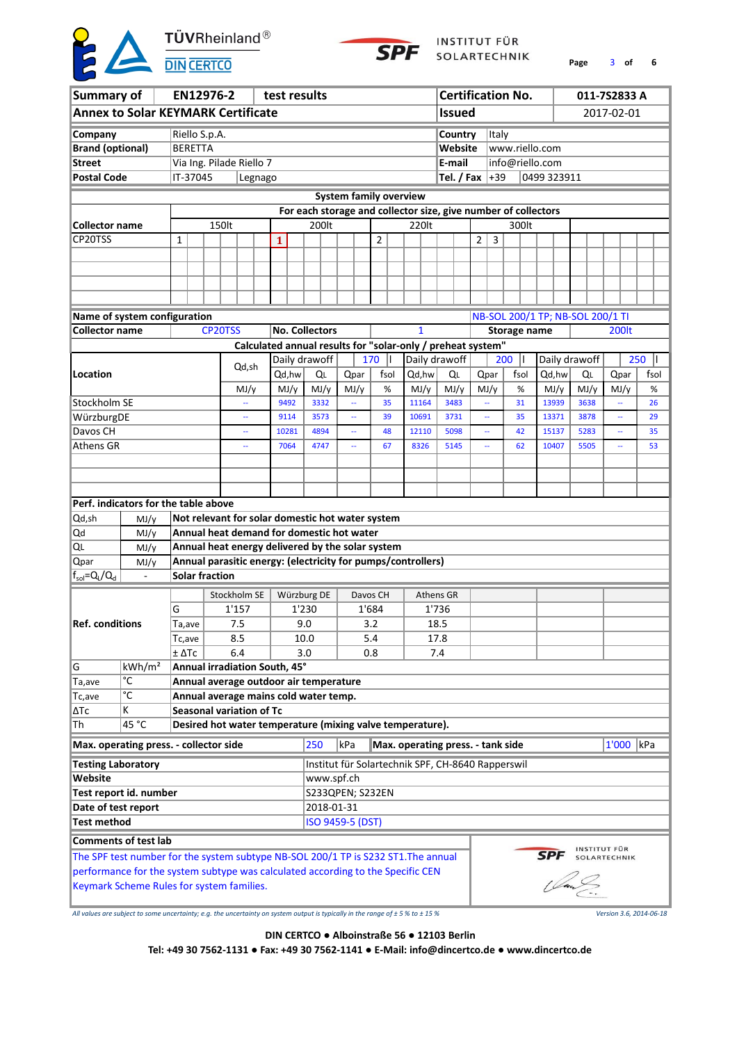| Summary of | EN12976-2 | test results | Certification No. | 011-7S2833 A |
|---|---|---|---|---|
| **Annex to Solar KEYMARK Certificate** | | | **Issued** | 2017-02-01 |

| | | | |
|---|---|---|---|
| **Company** | Riello S.p.A. | **Country** | Italy |
| **Brand (optional)** | BERETTA | **Website** | www.riello.com |
| **Street** | Via Ing. Pilade Riello 7 | **E-mail** | info@riello.com |
| **Postal Code** | IT-37045 Legnago | **Tel. / Fax** | +39 0499 323911 |

**System family overview**

For each storage and collector size, give number of collectors

| Collector name | 150lt | 200lt | 220lt | 300lt |
|---|---|---|---|---|
| CP20TSS | 1 | 1 | 2 | 2, 3 |

| | | | | | |
|---|---|---|---|---|---|
| **Name of system configuration** | | | | | NB-SOL 200/1 TP; NB-SOL 200/1 TI |
| **Collector name** | CP20TSS | **No. Collectors** | 1 | **Storage name** | 200lt |

**Calculated annual results for "solar-only / preheat system"**

| Location | Qd,sh | Daily drawoff 170 l | | | | Daily drawoff 200 l | | | | Daily drawoff 250 l | | | |
|---|---|---|---|---|---|---|---|---|---|---|---|---|---|
| | | Qd,hw | QL | Qpar | fsol | Qd,hw | QL | Qpar | fsol | Qd,hw | QL | Qpar | fsol |
| | MJ/y | MJ/y | MJ/y | MJ/y | % | MJ/y | MJ/y | MJ/y | % | MJ/y | MJ/y | MJ/y | % |
| Stockholm SE | -- | 9492 | 3332 | -- | 35 | 11164 | 3483 | -- | 31 | 13939 | 3638 | -- | 26 |
| WürzburgDE | -- | 9114 | 3573 | -- | 39 | 10691 | 3731 | -- | 35 | 13371 | 3878 | -- | 29 |
| Davos CH | -- | 10281 | 4894 | -- | 48 | 12110 | 5098 | -- | 42 | 15137 | 5283 | -- | 35 |
| Athens GR | -- | 7064 | 4747 | -- | 67 | 8326 | 5145 | -- | 62 | 10407 | 5505 | -- | 53 |

**Perf. indicators for the table above**

| | | |
|---|---|---|
| Qd,sh | MJ/y | **Not relevant for solar domestic hot water system** |
| Qd | MJ/y | **Annual heat demand for domestic hot water** |
| QL | MJ/y | **Annual heat energy delivered by the solar system** |
| Qpar | MJ/y | **Annual parasitic energy: (electricity for pumps/controllers)** |
| $f_{sol}=Q_L/Q_d$ | - | **Solar fraction** |

| **Ref. conditions** | | Stockholm SE | Würzburg DE | Davos CH | Athens GR |
|---|---|---|---|---|---|
| | G | 1'157 | 1'230 | 1'684 | 1'736 |
| | Ta,ave | 7.5 | 9.0 | 3.2 | 18.5 |
| | Tc,ave | 8.5 | 10.0 | 5.4 | 17.8 |
| | ± ΔTc | 6.4 | 3.0 | 0.8 | 7.4 |

| | | |
|---|---|---|
| G | kWh/m² | **Annual irradiation South, 45°** |
| Ta,ave | °C | **Annual average outdoor air temperature** |
| Tc,ave | °C | **Annual average mains cold water temp.** |
| ΔTc | K | **Seasonal variation of Tc** |
| Th | 45 °C | **Desired hot water temperature (mixing valve temperature).** |

| | | | | | |
|---|---|---|---|---|---|
| **Max. operating press. - collector side** | 250 | kPa | **Max. operating press. - tank side** | 1'000 | kPa |

| | |
|---|---|
| **Testing Laboratory** | Institut für Solartechnik SPF, CH-8640 Rapperswil |
| **Website** | www.spf.ch |
| **Test report id. number** | S233QPEN; S232EN |
| **Date of test report** | 2018-01-31 |
| **Test method** | ISO 9459-5 (DST) |

**Comments of test lab**

The SPF test number for the system subtype NB-SOL 200/1 TP is S232 ST1.The annual performance for the system subtype was calculated according to the Specific CEN Keymark Scheme Rules for system families.

*All values are subject to some uncertainty; e.g. the uncertainty on system output is typically in the range of ± 5 % to ± 15 %*

*Version 3.6, 2014-06-18*

**DIN CERTCO ● Alboinstraße 56 ● 12103 Berlin**

**Tel: +49 30 7562-1131 ● Fax: +49 30 7562-1141 ● E-Mail: info@dincertco.de ● www.dincertco.de**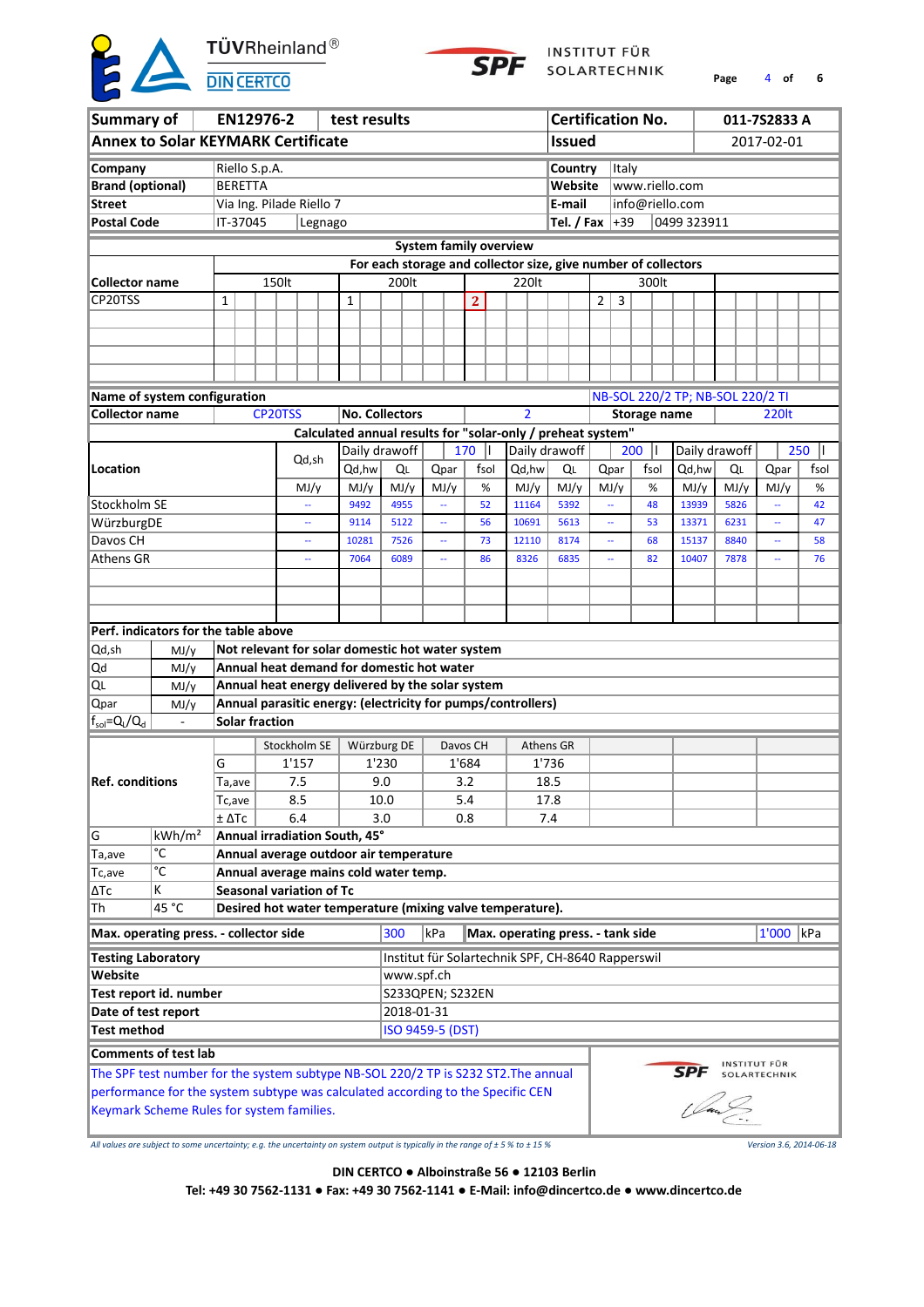| Summary of | EN12976-2 | test results | Certification No. | 011-7S2833 A |
|---|---|---|---|---|
| Annex to Solar KEYMARK Certificate | | | Issued | 2017-02-01 |

| | | | |
|---|---|---|---|
| **Company** | Riello S.p.A. | **Country** | Italy |
| **Brand (optional)** | BERETTA | **Website** | www.riello.com |
| **Street** | Via Ing. Pilade Riello 7 | **E-mail** | info@riello.com |
| **Postal Code** | IT-37045 Legnago | **Tel. / Fax** | +39 0499 323911 |

**System family overview**

For each storage and collector size, give number of collectors

| Collector name | 150lt | 200lt | 220lt | 300lt |
|---|---|---|---|---|
| CP20TSS | 1 | 1 | 2 | 2, 3 |

| | | | | | |
|---|---|---|---|---|---|
| **Name of system configuration** | | | | NB-SOL 220/2 TP; NB-SOL 220/2 TI | |
| **Collector name** | CP20TSS | **No. Collectors** | 2 | **Storage name** | 220lt |

**Calculated annual results for "solar-only / preheat system"**

| Location | Qd,sh | Daily drawoff 170 l | | | | Daily drawoff 200 l | | | | Daily drawoff 250 l | | | |
|---|---|---|---|---|---|---|---|---|---|---|---|---|---|
| | | Qd,hw | QL | Qpar | fsol | Qd,hw | QL | Qpar | fsol | Qd,hw | QL | Qpar | fsol |
| | MJ/y | MJ/y | MJ/y | MJ/y | % | MJ/y | MJ/y | MJ/y | % | MJ/y | MJ/y | MJ/y | % |
| Stockholm SE | -- | 9492 | 4955 | -- | 52 | 11164 | 5392 | -- | 48 | 13939 | 5826 | -- | 42 |
| WürzburgDE | -- | 9114 | 5122 | -- | 56 | 10691 | 5613 | -- | 53 | 13371 | 6231 | -- | 47 |
| Davos CH | -- | 10281 | 7526 | -- | 73 | 12110 | 8174 | -- | 68 | 15137 | 8840 | -- | 58 |
| Athens GR | -- | 7064 | 6089 | -- | 86 | 8326 | 6835 | -- | 82 | 10407 | 7878 | -- | 76 |

**Perf. indicators for the table above**

| | | |
|---|---|---|
| Qd,sh | MJ/y | **Not relevant for solar domestic hot water system** |
| Qd | MJ/y | **Annual heat demand for domestic hot water** |
| QL | MJ/y | **Annual heat energy delivered by the solar system** |
| Qpar | MJ/y | **Annual parasitic energy: (electricity for pumps/controllers)** |
| $f_{sol}=Q_L/Q_d$ | - | **Solar fraction** |

| Ref. conditions | | Stockholm SE | Würzburg DE | Davos CH | Athens GR |
|---|---|---|---|---|---|
| | G | 1'157 | 1'230 | 1'684 | 1'736 |
| | Ta,ave | 7.5 | 9.0 | 3.2 | 18.5 |
| | Tc,ave | 8.5 | 10.0 | 5.4 | 17.8 |
| | ± ΔTc | 6.4 | 3.0 | 0.8 | 7.4 |

| | | |
|---|---|---|
| G | kWh/m² | **Annual irradiation South, 45°** |
| Ta,ave | °C | **Annual average outdoor air temperature** |
| Tc,ave | °C | **Annual average mains cold water temp.** |
| ΔTc | K | **Seasonal variation of Tc** |
| Th | 45 °C | **Desired hot water temperature (mixing valve temperature).** |

| | | | | | |
|---|---|---|---|---|---|
| **Max. operating press. - collector side** | 300 | kPa | **Max. operating press. - tank side** | 1'000 | kPa |

| | |
|---|---|
| **Testing Laboratory** | Institut für Solartechnik SPF, CH-8640 Rapperswil |
| **Website** | www.spf.ch |
| **Test report id. number** | S233QPEN; S232EN |
| **Date of test report** | 2018-01-31 |
| **Test method** | ISO 9459-5 (DST) |

**Comments of test lab**

The SPF test number for the system subtype NB-SOL 220/2 TP is S232 ST2.The annual performance for the system subtype was calculated according to the Specific CEN Keymark Scheme Rules for system families.

*All values are subject to some uncertainty; e.g. the uncertainty on system output is typically in the range of ± 5 % to ± 15 %*

*Version 3.6, 2014-06-18*

**DIN CERTCO ● Alboinstraße 56 ● 12103 Berlin**

**Tel: +49 30 7562-1131 ● Fax: +49 30 7562-1141 ● E-Mail: info@dincertco.de ● www.dincertco.de**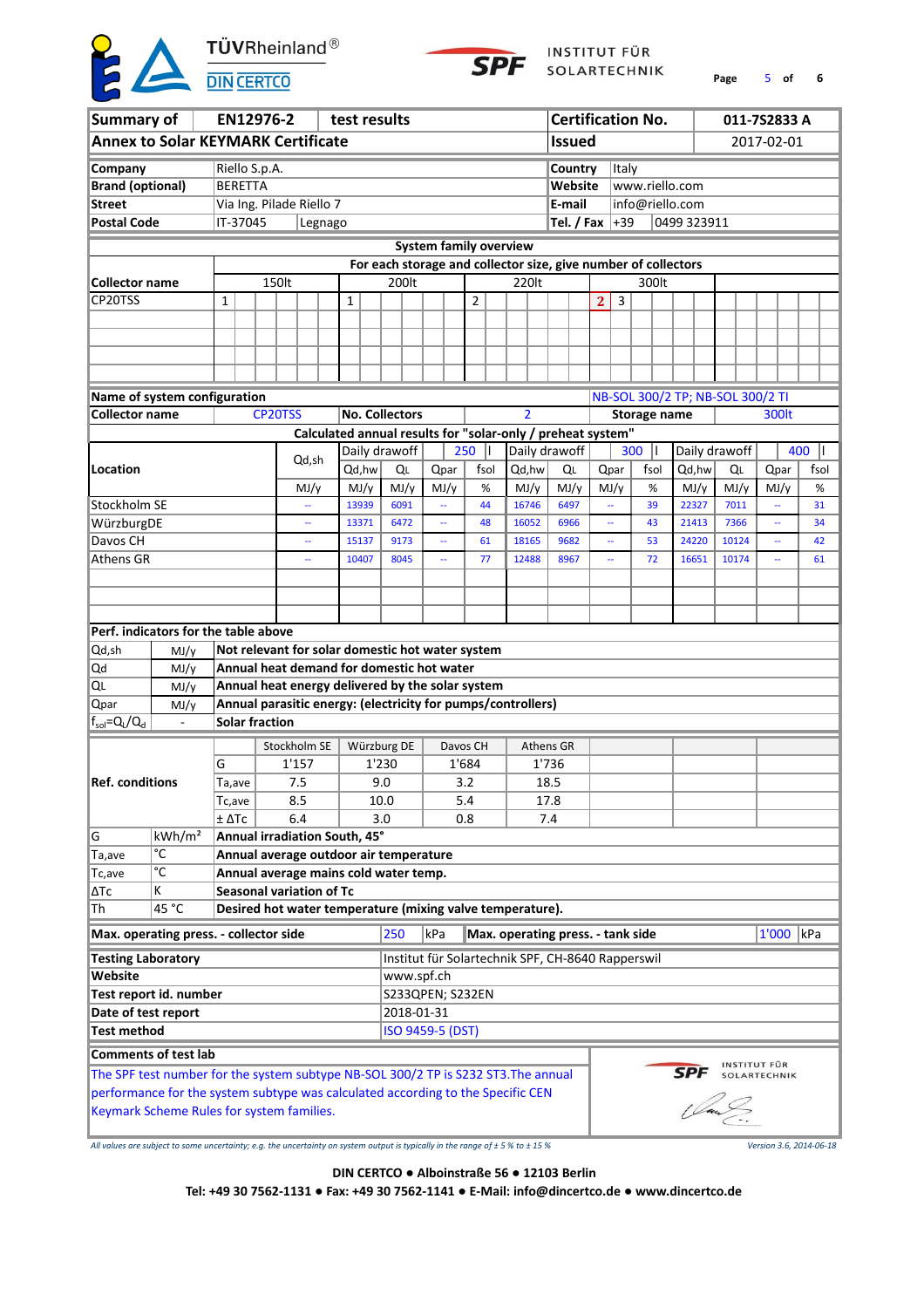| Summary of | EN12976-2 | test results | Certification No. | 011-7S2833 A |
|---|---|---|---|---|
| Annex to Solar KEYMARK Certificate | | | Issued | 2017-02-01 |

| | | | |
|---|---|---|---|
| **Company** | Riello S.p.A. | **Country** | Italy |
| **Brand (optional)** | BERETTA | **Website** | www.riello.com |
| **Street** | Via Ing. Pilade Riello 7 | **E-mail** | info@riello.com |
| **Postal Code** | IT-37045 Legnago | **Tel. / Fax** | +39 0499 323911 |

**System family overview**

For each storage and collector size, give number of collectors

| Collector name | 150lt | 200lt | 220lt | 300lt |
|---|---|---|---|---|
| CP20TSS | 1 | 1 | 2 | 2, 3 |

| | | | | | |
|---|---|---|---|---|---|
| **Name of system configuration** | | | NB-SOL 300/2 TP; NB-SOL 300/2 TI | | |
| **Collector name** | CP20TSS | **No. Collectors** | 2 | **Storage name** | 300lt |

**Calculated annual results for "solar-only / preheat system"**

| Location | Qd,sh | Daily drawoff 250 l | | | | Daily drawoff 300 l | | | | Daily drawoff 400 l | | | |
|---|---|---|---|---|---|---|---|---|---|---|---|---|---|
| | | Qd,hw | QL | Qpar | fsol | Qd,hw | QL | Qpar | fsol | Qd,hw | QL | Qpar | fsol |
| | MJ/y | MJ/y | MJ/y | MJ/y | % | MJ/y | MJ/y | MJ/y | % | MJ/y | MJ/y | MJ/y | % |
| Stockholm SE | -- | 13939 | 6091 | -- | 44 | 16746 | 6497 | -- | 39 | 22327 | 7011 | -- | 31 |
| WürzburgDE | -- | 13371 | 6472 | -- | 48 | 16052 | 6966 | -- | 43 | 21413 | 7366 | -- | 34 |
| Davos CH | -- | 15137 | 9173 | -- | 61 | 18165 | 9682 | -- | 53 | 24220 | 10124 | -- | 42 |
| Athens GR | -- | 10407 | 8045 | -- | 77 | 12488 | 8967 | -- | 72 | 16651 | 10174 | -- | 61 |

**Perf. indicators for the table above**

| | | |
|---|---|---|
| Qd,sh | MJ/y | **Not relevant for solar domestic hot water system** |
| Qd | MJ/y | **Annual heat demand for domestic hot water** |
| QL | MJ/y | **Annual heat energy delivered by the solar system** |
| Qpar | MJ/y | **Annual parasitic energy: (electricity for pumps/controllers)** |
| $f_{sol}=Q_L/Q_d$ | - | **Solar fraction** |

| Ref. conditions | | Stockholm SE | Würzburg DE | Davos CH | Athens GR |
|---|---|---|---|---|---|
| | G | 1'157 | 1'230 | 1'684 | 1'736 |
| | Ta,ave | 7.5 | 9.0 | 3.2 | 18.5 |
| | Tc,ave | 8.5 | 10.0 | 5.4 | 17.8 |
| | ± ΔTc | 6.4 | 3.0 | 0.8 | 7.4 |

| | | |
|---|---|---|
| G | kWh/m² | **Annual irradiation South, 45°** |
| Ta,ave | °C | **Annual average outdoor air temperature** |
| Tc,ave | °C | **Annual average mains cold water temp.** |
| ΔTc | K | **Seasonal variation of Tc** |
| Th | 45 °C | **Desired hot water temperature (mixing valve temperature).** |

| | | |
|---|---|---|
| **Max. operating press. - collector side** | 250 kPa | |
| **Max. operating press. - tank side** | 1'000 kPa | |

| | |
|---|---|
| **Testing Laboratory** | Institut für Solartechnik SPF, CH-8640 Rapperswil |
| **Website** | www.spf.ch |
| **Test report id. number** | S233QPEN; S232EN |
| **Date of test report** | 2018-01-31 |
| **Test method** | ISO 9459-5 (DST) |

**Comments of test lab**

The SPF test number for the system subtype NB-SOL 300/2 TP is S232 ST3.The annual performance for the system subtype was calculated according to the Specific CEN Keymark Scheme Rules for system families.

*All values are subject to some uncertainty; e.g. the uncertainty on system output is typically in the range of ± 5 % to ± 15 %*

*Version 3.6, 2014-06-18*

**DIN CERTCO ● Alboinstraße 56 ● 12103 Berlin**

**Tel: +49 30 7562-1131 ● Fax: +49 30 7562-1141 ● E-Mail: info@dincertco.de ● www.dincertco.de**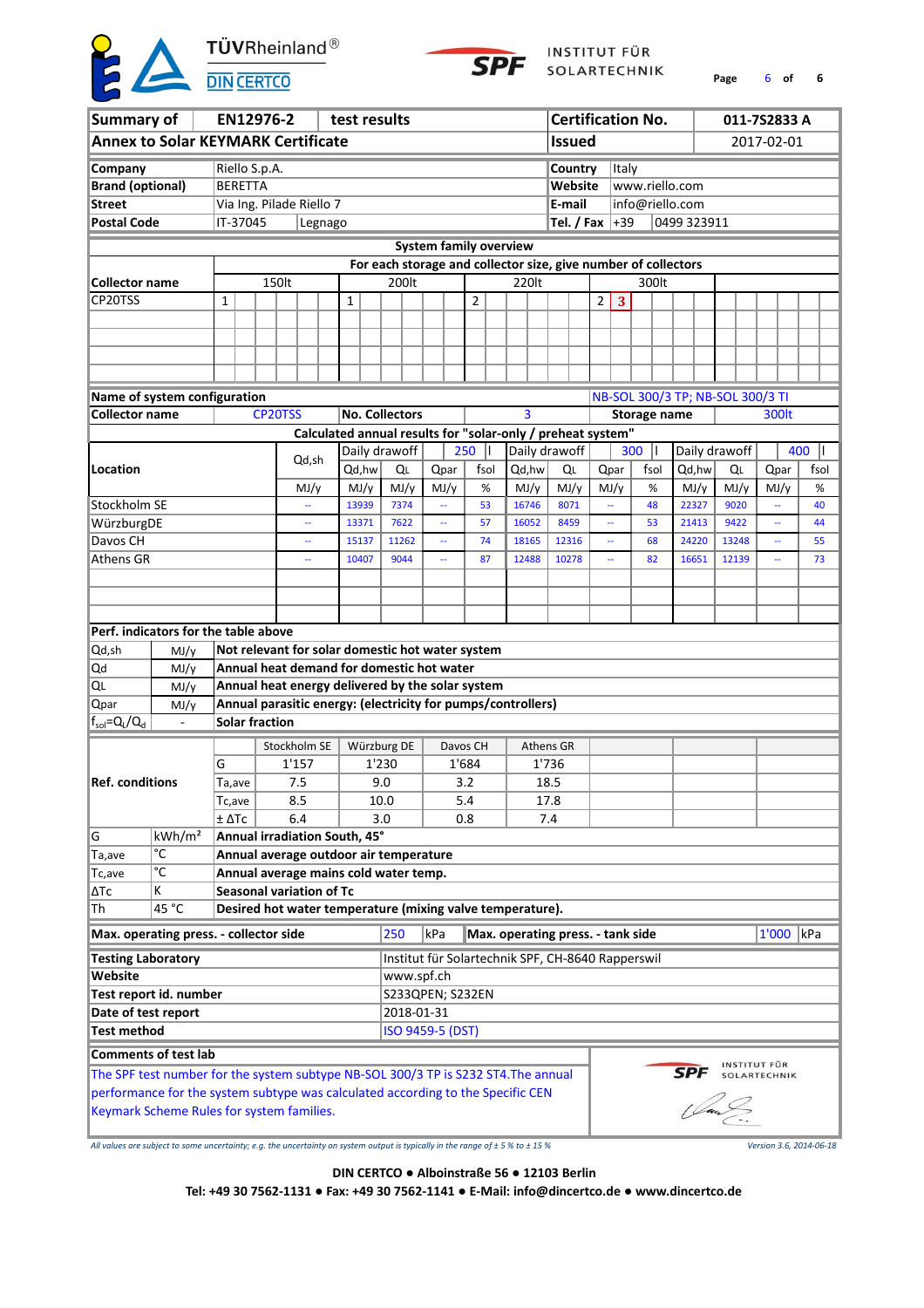| Summary of | EN12976-2 | test results | Certification No. | 011-7S2833 A |
|---|---|---|---|---|
| Annex to Solar KEYMARK Certificate | | | Issued | 2017-02-01 |

| | | | |
|---|---|---|---|
| **Company** | Riello S.p.A. | **Country** | Italy |
| **Brand (optional)** | BERETTA | **Website** | www.riello.com |
| **Street** | Via Ing. Pilade Riello 7 | **E-mail** | info@riello.com |
| **Postal Code** | IT-37045 Legnago | **Tel. / Fax** | +39 0499 323911 |

**System family overview**

For each storage and collector size, give number of collectors

| Collector name | 150lt | 200lt | 220lt | 300lt |
|---|---|---|---|---|
| CP20TSS | 1 | 1 | 2 | 2, 3 |

| | | | | | |
|---|---|---|---|---|---|
| **Name of system configuration** | | | | NB-SOL 300/3 TP; NB-SOL 300/3 TI | |
| **Collector name** | CP20TSS | **No. Collectors** | 3 | **Storage name** | 300lt |

**Calculated annual results for "solar-only / preheat system"**

| Location | Qd,sh | Daily drawoff 250 l Qd,hw | QL | Qpar | fsol | Daily drawoff 300 l Qd,hw | QL | Qpar | fsol | Daily drawoff 400 l Qd,hw | QL | Qpar | fsol |
|---|---|---|---|---|---|---|---|---|---|---|---|---|---|
| | MJ/y | MJ/y | MJ/y | MJ/y | % | MJ/y | MJ/y | MJ/y | % | MJ/y | MJ/y | MJ/y | % |
| Stockholm SE | -- | 13939 | 7374 | -- | 53 | 16746 | 8071 | -- | 48 | 22327 | 9020 | -- | 40 |
| WürzburgDE | -- | 13371 | 7622 | -- | 57 | 16052 | 8459 | -- | 53 | 21413 | 9422 | -- | 44 |
| Davos CH | -- | 15137 | 11262 | -- | 74 | 18165 | 12316 | -- | 68 | 24220 | 13248 | -- | 55 |
| Athens GR | -- | 10407 | 9044 | -- | 87 | 12488 | 10278 | -- | 82 | 16651 | 12139 | -- | 73 |

**Perf. indicators for the table above**

| | | |
|---|---|---|
| Qd,sh | MJ/y | **Not relevant for solar domestic hot water system** |
| Qd | MJ/y | **Annual heat demand for domestic hot water** |
| QL | MJ/y | **Annual heat energy delivered by the solar system** |
| Qpar | MJ/y | **Annual parasitic energy: (electricity for pumps/controllers)** |
| $f_{sol}=Q_L/Q_d$ | - | **Solar fraction** |

| **Ref. conditions** | | Stockholm SE | Würzburg DE | Davos CH | Athens GR |
|---|---|---|---|---|---|
| | G | 1'157 | 1'230 | 1'684 | 1'736 |
| | Ta,ave | 7.5 | 9.0 | 3.2 | 18.5 |
| | Tc,ave | 8.5 | 10.0 | 5.4 | 17.8 |
| | ± ΔTc | 6.4 | 3.0 | 0.8 | 7.4 |

| | | |
|---|---|---|
| G | kWh/m² | **Annual irradiation South, 45°** |
| Ta,ave | °C | **Annual average outdoor air temperature** |
| Tc,ave | °C | **Annual average mains cold water temp.** |
| ΔTc | K | **Seasonal variation of Tc** |
| Th | 45 °C | **Desired hot water temperature (mixing valve temperature).** |

| | | | | | |
|---|---|---|---|---|---|
| **Max. operating press. - collector side** | 250 | kPa | **Max. operating press. - tank side** | 1'000 | kPa |

| | |
|---|---|
| **Testing Laboratory** | Institut für Solartechnik SPF, CH-8640 Rapperswil |
| **Website** | www.spf.ch |
| **Test report id. number** | S233QPEN; S232EN |
| **Date of test report** | 2018-01-31 |
| **Test method** | ISO 9459-5 (DST) |

**Comments of test lab**

The SPF test number for the system subtype NB-SOL 300/3 TP is S232 ST4.The annual performance for the system subtype was calculated according to the Specific CEN Keymark Scheme Rules for system families.

*All values are subject to some uncertainty; e.g. the uncertainty on system output is typically in the range of ± 5 % to ± 15 %*

*Version 3.6, 2014-06-18*

**DIN CERTCO ● Alboinstraße 56 ● 12103 Berlin**

**Tel: +49 30 7562-1131 ● Fax: +49 30 7562-1141 ● E-Mail: info@dincertco.de ● www.dincertco.de**